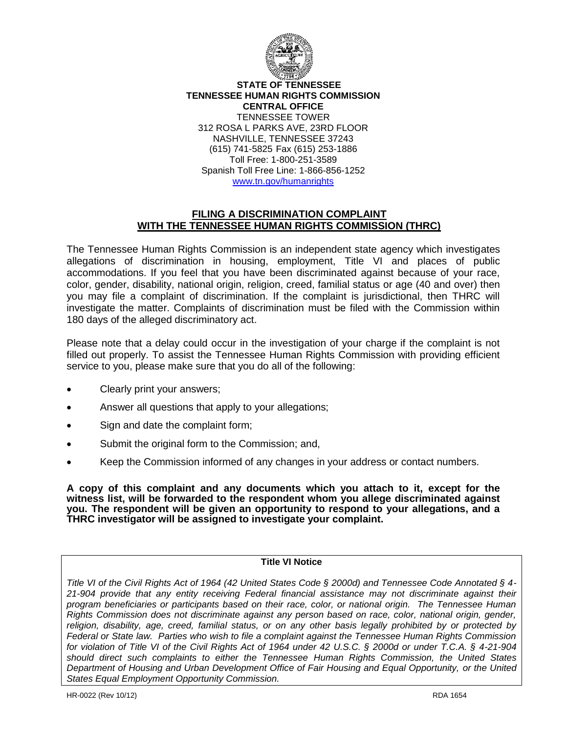**STATE OF TENNESSEE**
**TENNESSEE HUMAN RIGHTS COMMISSION**
**CENTRAL OFFICE**
TENNESSEE TOWER
312 ROSA L PARKS AVE, 23RD FLOOR
NASHVILLE, TENNESSEE 37243
(615) 741-5825 Fax (615) 253-1886
Toll Free: 1-800-251-3589
Spanish Toll Free Line: 1-866-856-1252
www.tn.gov/humanrights

## FILING A DISCRIMINATION COMPLAINT WITH THE TENNESSEE HUMAN RIGHTS COMMISSION (THRC)

The Tennessee Human Rights Commission is an independent state agency which investigates allegations of discrimination in housing, employment, Title VI and places of public accommodations. If you feel that you have been discriminated against because of your race, color, gender, disability, national origin, religion, creed, familial status or age (40 and over) then you may file a complaint of discrimination. If the complaint is jurisdictional, then THRC will investigate the matter. Complaints of discrimination must be filed with the Commission within 180 days of the alleged discriminatory act.

Please note that a delay could occur in the investigation of your charge if the complaint is not filled out properly. To assist the Tennessee Human Rights Commission with providing efficient service to you, please make sure that you do all of the following:

- Clearly print your answers;
- Answer all questions that apply to your allegations;
- Sign and date the complaint form;
- Submit the original form to the Commission; and,
- Keep the Commission informed of any changes in your address or contact numbers.

**A copy of this complaint and any documents which you attach to it, except for the witness list, will be forwarded to the respondent whom you allege discriminated against you. The respondent will be given an opportunity to respond to your allegations, and a THRC investigator will be assigned to investigate your complaint.**

**Title VI Notice**

*Title VI of the Civil Rights Act of 1964 (42 United States Code § 2000d) and Tennessee Code Annotated § 4-21-904 provide that any entity receiving Federal financial assistance may not discriminate against their program beneficiaries or participants based on their race, color, or national origin. The Tennessee Human Rights Commission does not discriminate against any person based on race, color, national origin, gender, religion, disability, age, creed, familial status, or on any other basis legally prohibited by or protected by Federal or State law. Parties who wish to file a complaint against the Tennessee Human Rights Commission for violation of Title VI of the Civil Rights Act of 1964 under 42 U.S.C. § 2000d or under T.C.A. § 4-21-904 should direct such complaints to either the Tennessee Human Rights Commission, the United States Department of Housing and Urban Development Office of Fair Housing and Equal Opportunity, or the United States Equal Employment Opportunity Commission.*

HR-0022 (Rev 10/12) RDA 1654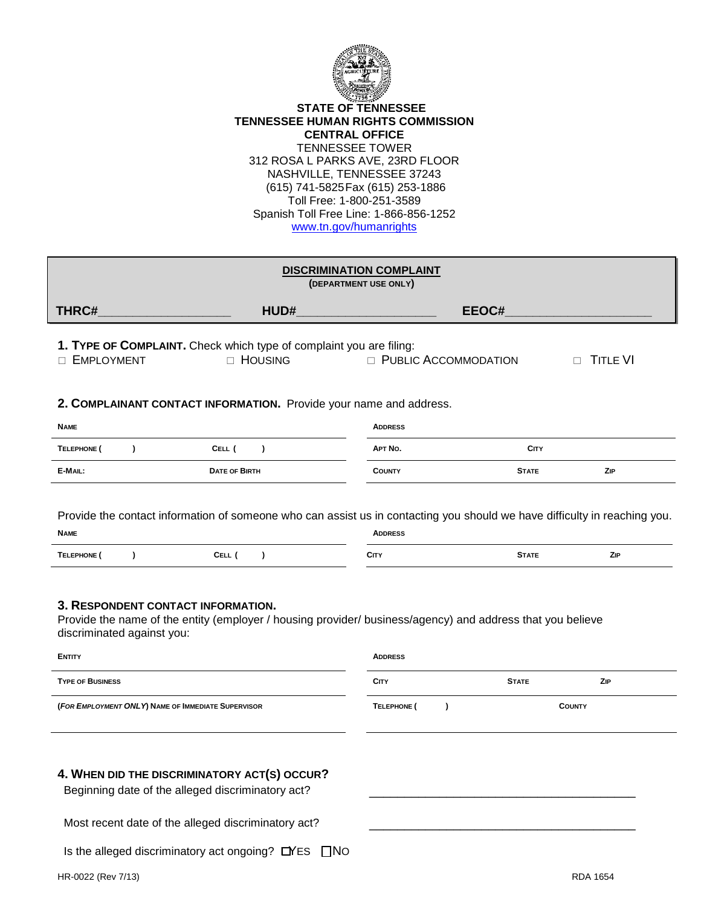**STATE OF TENNESSEE**
**TENNESSEE HUMAN RIGHTS COMMISSION**
**CENTRAL OFFICE**
TENNESSEE TOWER
312 ROSA L PARKS AVE, 23RD FLOOR
NASHVILLE, TENNESSEE 37243
(615) 741-5825 Fax (615) 253-1886
Toll Free: 1-800-251-3589
Spanish Toll Free Line: 1-866-856-1252
www.tn.gov/humanrights

## DISCRIMINATION COMPLAINT

**(DEPARTMENT USE ONLY)**

**THRC#**\_\_\_\_\_\_\_\_\_\_\_\_\_\_\_\_\_\_\_ **HUD#**\_\_\_\_\_\_\_\_\_\_\_\_\_\_\_\_\_\_\_\_ **EEOC#**\_\_\_\_\_\_\_\_\_\_\_\_\_\_\_\_\_\_\_\_\_

**1. TYPE OF COMPLAINT.** Check which type of complaint you are filing:

□ EMPLOYMENT □ HOUSING □ PUBLIC ACCOMMODATION □ TITLE VI

**2. COMPLAINANT CONTACT INFORMATION.** Provide your name and address.

| | | | | |
|---|---|---|---|---|
| **NAME** | | **ADDRESS** | | |
| **TELEPHONE (    )** | **CELL (    )** | **APT NO.** | **CITY** | |
| **E-MAIL:** | **DATE OF BIRTH** | **COUNTY** | **STATE** | **ZIP** |

Provide the contact information of someone who can assist us in contacting you should we have difficulty in reaching you.

| | | | | |
|---|---|---|---|---|
| **NAME** | | **ADDRESS** | | |
| **TELEPHONE (    )** | **CELL (    )** | **CITY** | **STATE** | **ZIP** |

**3. RESPONDENT CONTACT INFORMATION.**

Provide the name of the entity (employer / housing provider/ business/agency) and address that you believe discriminated against you:

| | | | |
|---|---|---|---|
| **ENTITY** | **ADDRESS** | | |
| **TYPE OF BUSINESS** | **CITY** | **STATE** | **ZIP** |
| ***(FOR EMPLOYMENT ONLY)* NAME OF IMMEDIATE SUPERVISOR** | **TELEPHONE (    )** | **COUNTY** | |

**4. WHEN DID THE DISCRIMINATORY ACT(S) OCCUR?**

Beginning date of the alleged discriminatory act? \_\_\_\_\_\_\_\_\_\_\_\_\_\_\_\_\_\_\_\_\_\_\_\_\_\_\_\_\_\_\_\_\_\_\_\_\_\_\_\_

Most recent date of the alleged discriminatory act? \_\_\_\_\_\_\_\_\_\_\_\_\_\_\_\_\_\_\_\_\_\_\_\_\_\_\_\_\_\_\_\_\_\_\_\_\_\_\_\_

Is the alleged discriminatory act ongoing? □ YES □ NO

HR-0022 (Rev 7/13) RDA 1654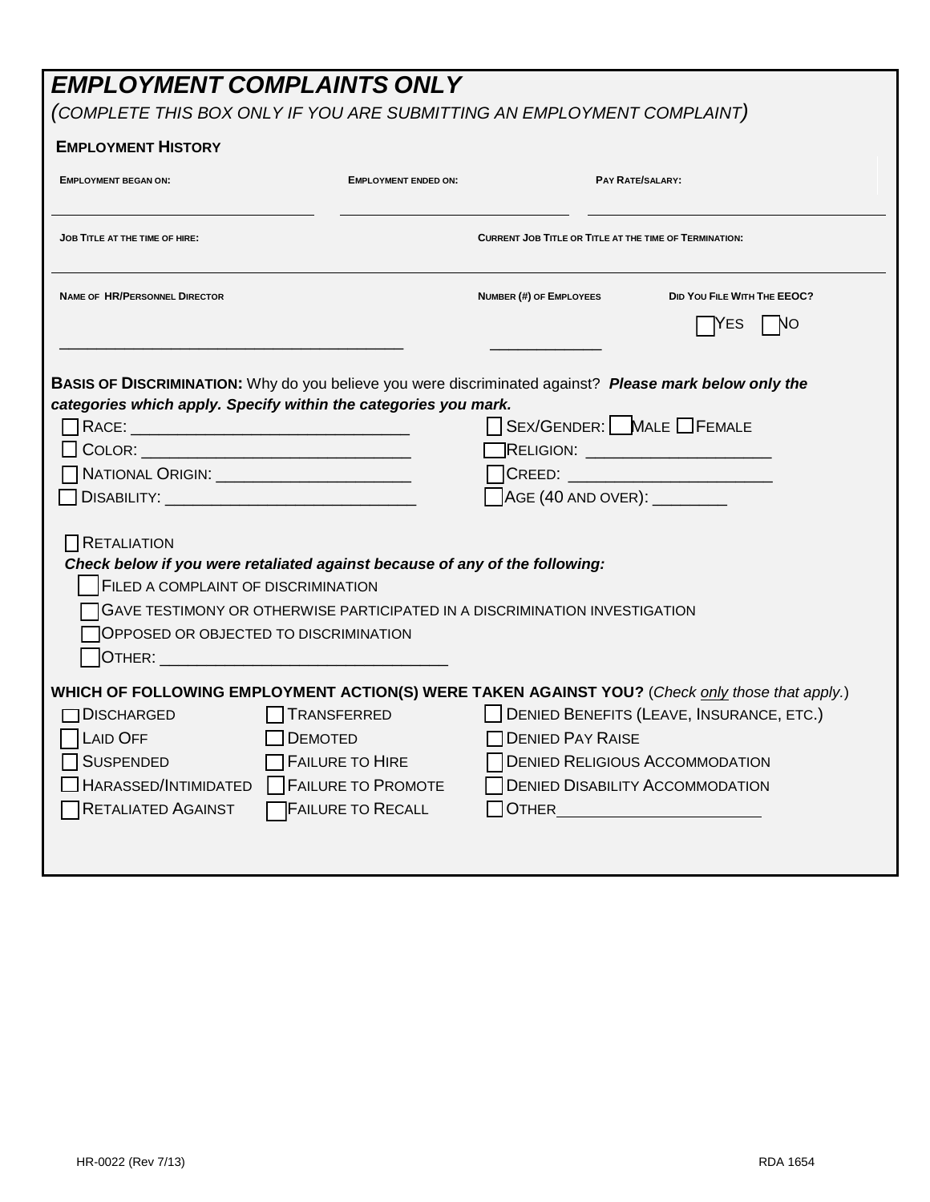## *EMPLOYMENT COMPLAINTS ONLY*

*(COMPLETE THIS BOX ONLY IF YOU ARE SUBMITTING AN EMPLOYMENT COMPLAINT)*

### EMPLOYMENT HISTORY

| EMPLOYMENT BEGAN ON: | EMPLOYMENT ENDED ON: | PAY RATE/SALARY: |
|---|---|---|
| ______________________ | ______________________ | ______________________ |

| JOB TITLE AT THE TIME OF HIRE: | CURRENT JOB TITLE OR TITLE AT THE TIME OF TERMINATION: |
|---|---|
| ______________________ | ______________________ |

| NAME OF HR/PERSONNEL DIRECTOR | NUMBER (#) OF EMPLOYEES | DID YOU FILE WITH THE EEOC? |
|---|---|---|
| ______________________________________ | ____________ | ☐ YES ☐ NO |

**BASIS OF DISCRIMINATION:** Why do you believe you were discriminated against? ***Please mark below only the categories which apply. Specify within the categories you mark.***

- ☐ RACE: ______________________________
- ☐ COLOR: ______________________________
- ☐ NATIONAL ORIGIN: _____________________
- ☐ DISABILITY: ___________________________
- ☐ SEX/GENDER: ☐ MALE ☐ FEMALE
- ☐ RELIGION: ____________________
- ☐ CREED: ______________________
- ☐ AGE (40 AND OVER): ________

☐ RETALIATION

***Check below if you were retaliated against because of any of the following:***

- ☐ FILED A COMPLAINT OF DISCRIMINATION
- ☐ GAVE TESTIMONY OR OTHERWISE PARTICIPATED IN A DISCRIMINATION INVESTIGATION
- ☐ OPPOSED OR OBJECTED TO DISCRIMINATION
- ☐ OTHER: ________________________________

**WHICH OF FOLLOWING EMPLOYMENT ACTION(S) WERE TAKEN AGAINST YOU?** (*Check only those that apply.*)

| | | |
|---|---|---|
| ☐ DISCHARGED | ☐ TRANSFERRED | ☐ DENIED BENEFITS (LEAVE, INSURANCE, ETC.) |
| ☐ LAID OFF | ☐ DEMOTED | ☐ DENIED PAY RAISE |
| ☐ SUSPENDED | ☐ FAILURE TO HIRE | ☐ DENIED RELIGIOUS ACCOMMODATION |
| ☐ HARASSED/INTIMIDATED | ☐ FAILURE TO PROMOTE | ☐ DENIED DISABILITY ACCOMMODATION |
| ☐ RETALIATED AGAINST | ☐ FAILURE TO RECALL | ☐ OTHER________________________ |

HR-0022 (Rev 7/13) RDA 1654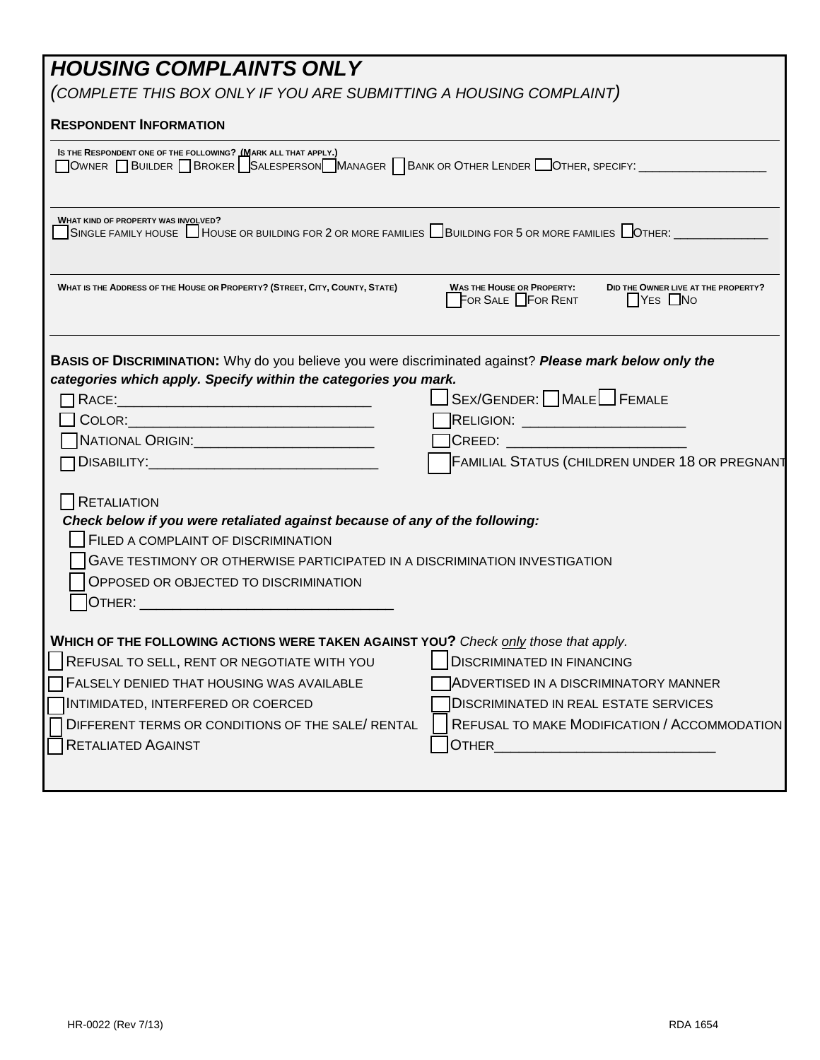## *HOUSING COMPLAINTS ONLY*

*(COMPLETE THIS BOX ONLY IF YOU ARE SUBMITTING A HOUSING COMPLAINT)*

**RESPONDENT INFORMATION**

**IS THE RESPONDENT ONE OF THE FOLLOWING? (MARK ALL THAT APPLY.)**

☐ OWNER ☐ BUILDER ☐ BROKER ☐ SALESPERSON ☐ MANAGER ☐ BANK OR OTHER LENDER ☐ OTHER, SPECIFY: ___________________

**WHAT KIND OF PROPERTY WAS INVOLVED?**

☐ SINGLE FAMILY HOUSE ☐ HOUSE OR BUILDING FOR 2 OR MORE FAMILIES ☐ BUILDING FOR 5 OR MORE FAMILIES ☐ OTHER: ______________

**WHAT IS THE ADDRESS OF THE HOUSE OR PROPERTY? (STREET, CITY, COUNTY, STATE)**

**WAS THE HOUSE OR PROPERTY:** ☐ FOR SALE ☐ FOR RENT

**DID THE OWNER LIVE AT THE PROPERTY?** ☐ YES ☐ NO

**BASIS OF DISCRIMINATION:** Why do you believe you were discriminated against? ***Please mark below only the categories which apply. Specify within the categories you mark.***

☐ RACE:_______________________________

☐ COLOR:_____________________________

☐ NATIONAL ORIGIN:______________________

☐ DISABILITY:____________________________

☐ SEX/GENDER: ☐ MALE ☐ FEMALE

☐ RELIGION: ____________________

☐ CREED: ______________________

☐ FAMILIAL STATUS (CHILDREN UNDER 18 OR PREGNANT

☐ RETALIATION

***Check below if you were retaliated against because of any of the following:***

☐ FILED A COMPLAINT OF DISCRIMINATION

☐ GAVE TESTIMONY OR OTHERWISE PARTICIPATED IN A DISCRIMINATION INVESTIGATION

☐ OPPOSED OR OBJECTED TO DISCRIMINATION

☐ OTHER: ________________________________

**WHICH OF THE FOLLOWING ACTIONS WERE TAKEN AGAINST YOU?** *Check only those that apply.*

☐ REFUSAL TO SELL, RENT OR NEGOTIATE WITH YOU

☐ FALSELY DENIED THAT HOUSING WAS AVAILABLE

☐ INTIMIDATED, INTERFERED OR COERCED

☐ DIFFERENT TERMS OR CONDITIONS OF THE SALE/ RENTAL

☐ RETALIATED AGAINST

☐ DISCRIMINATED IN FINANCING

☐ ADVERTISED IN A DISCRIMINATORY MANNER

☐ DISCRIMINATED IN REAL ESTATE SERVICES

☐ REFUSAL TO MAKE MODIFICATION / ACCOMMODATION

☐ OTHER___________________________

HR-0022 (Rev 7/13) RDA 1654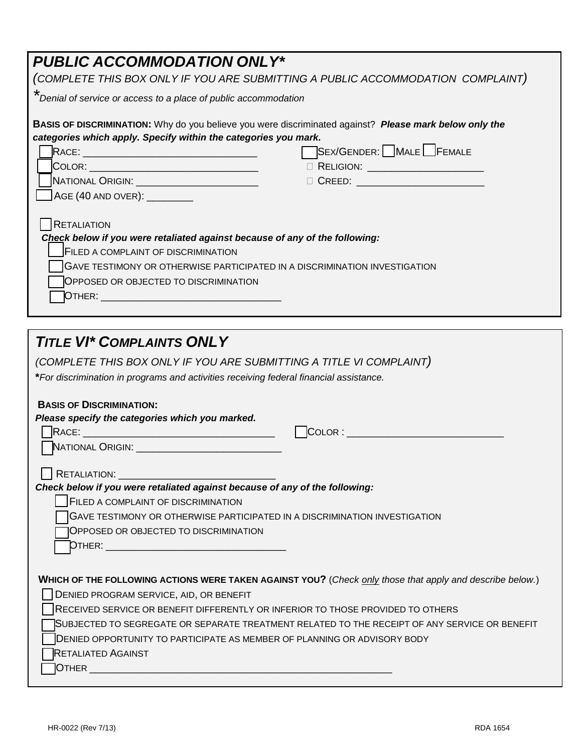## *PUBLIC ACCOMMODATION ONLY**

*(COMPLETE THIS BOX ONLY IF YOU ARE SUBMITTING A PUBLIC ACCOMMODATION COMPLAINT)*

**Denial of service or access to a place of public accommodation*

**BASIS OF DISCRIMINATION:** Why do you believe you were discriminated against? ***Please mark below only the categories which apply. Specify within the categories you mark.***

- ☐ RACE: ______________________________
- ☐ COLOR: ______________________________
- ☐ NATIONAL ORIGIN: _____________________
- ☐ AGE (40 AND OVER): ________
- ☐ SEX/GENDER: ☐ MALE ☐ FEMALE
- ☐ RELIGION: ____________________
- ☐ CREED: ______________________

☐ RETALIATION

***Check below if you were retaliated against because of any of the following:***

- ☐ FILED A COMPLAINT OF DISCRIMINATION
- ☐ GAVE TESTIMONY OR OTHERWISE PARTICIPATED IN A DISCRIMINATION INVESTIGATION
- ☐ OPPOSED OR OBJECTED TO DISCRIMINATION
- ☐ OTHER: ________________________________

## *TITLE VI* COMPLAINTS ONLY*

*(COMPLETE THIS BOX ONLY IF YOU ARE SUBMITTING A TITLE VI COMPLAINT)*

***For discrimination in programs and activities receiving federal financial assistance.*

**BASIS OF DISCRIMINATION:**

***Please specify the categories which you marked.***

- ☐ RACE: _________________________________
- ☐ COLOR : ___________________________
- ☐ NATIONAL ORIGIN: _________________________

☐ RETALIATION: ___________________________

***Check below if you were retaliated against because of any of the following:***

- ☐ FILED A COMPLAINT OF DISCRIMINATION
- ☐ GAVE TESTIMONY OR OTHERWISE PARTICIPATED IN A DISCRIMINATION INVESTIGATION
- ☐ OPPOSED OR OBJECTED TO DISCRIMINATION
- ☐ OTHER: ________________________________

**WHICH OF THE FOLLOWING ACTIONS WERE TAKEN AGAINST YOU?** (*Check only those that apply and describe below.*)

- ☐ DENIED PROGRAM SERVICE, AID, OR BENEFIT
- ☐ RECEIVED SERVICE OR BENEFIT DIFFERENTLY OR INFERIOR TO THOSE PROVIDED TO OTHERS
- ☐ SUBJECTED TO SEGREGATE OR SEPARATE TREATMENT RELATED TO THE RECEIPT OF ANY SERVICE OR BENEFIT
- ☐ DENIED OPPORTUNITY TO PARTICIPATE AS MEMBER OF PLANNING OR ADVISORY BODY
- ☐ RETALIATED AGAINST
- ☐ OTHER ______________________________________________________

HR-0022 (Rev 7/13) RDA 1654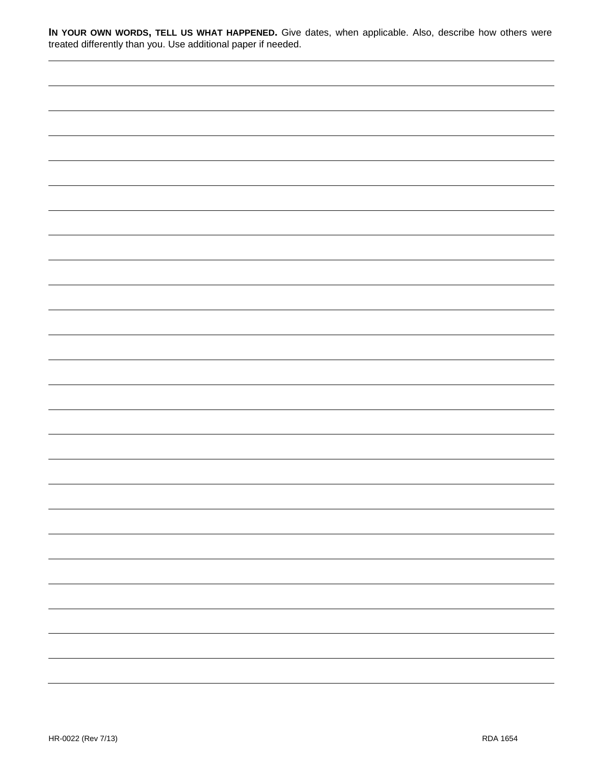**IN YOUR OWN WORDS, TELL US WHAT HAPPENED.** Give dates, when applicable. Also, describe how others were treated differently than you. Use additional paper if needed.

HR-0022 (Rev 7/13) RDA 1654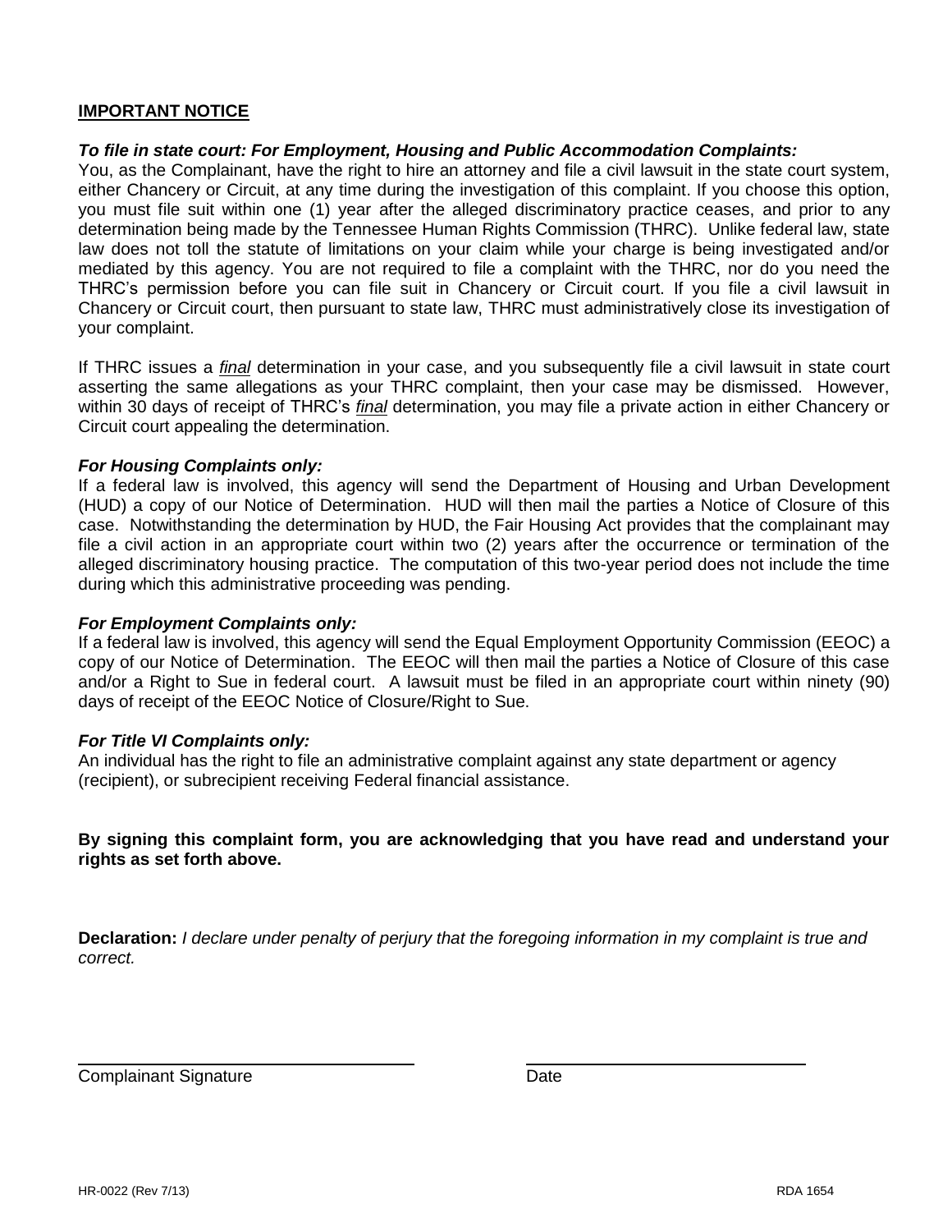## IMPORTANT NOTICE

***To file in state court: For Employment, Housing and Public Accommodation Complaints:***

You, as the Complainant, have the right to hire an attorney and file a civil lawsuit in the state court system, either Chancery or Circuit, at any time during the investigation of this complaint. If you choose this option, you must file suit within one (1) year after the alleged discriminatory practice ceases, and prior to any determination being made by the Tennessee Human Rights Commission (THRC). Unlike federal law, state law does not toll the statute of limitations on your claim while your charge is being investigated and/or mediated by this agency. You are not required to file a complaint with the THRC, nor do you need the THRC's permission before you can file suit in Chancery or Circuit court. If you file a civil lawsuit in Chancery or Circuit court, then pursuant to state law, THRC must administratively close its investigation of your complaint.

If THRC issues a ***final*** determination in your case, and you subsequently file a civil lawsuit in state court asserting the same allegations as your THRC complaint, then your case may be dismissed. However, within 30 days of receipt of THRC's ***final*** determination, you may file a private action in either Chancery or Circuit court appealing the determination.

***For Housing Complaints only:***

If a federal law is involved, this agency will send the Department of Housing and Urban Development (HUD) a copy of our Notice of Determination. HUD will then mail the parties a Notice of Closure of this case. Notwithstanding the determination by HUD, the Fair Housing Act provides that the complainant may file a civil action in an appropriate court within two (2) years after the occurrence or termination of the alleged discriminatory housing practice. The computation of this two-year period does not include the time during which this administrative proceeding was pending.

***For Employment Complaints only:***

If a federal law is involved, this agency will send the Equal Employment Opportunity Commission (EEOC) a copy of our Notice of Determination. The EEOC will then mail the parties a Notice of Closure of this case and/or a Right to Sue in federal court. A lawsuit must be filed in an appropriate court within ninety (90) days of receipt of the EEOC Notice of Closure/Right to Sue.

***For Title VI Complaints only:***

An individual has the right to file an administrative complaint against any state department or agency (recipient), or subrecipient receiving Federal financial assistance.

**By signing this complaint form, you are acknowledging that you have read and understand your rights as set forth above.**

**Declaration:** *I declare under penalty of perjury that the foregoing information in my complaint is true and correct.*

\_\_\_\_\_\_\_\_\_\_\_\_\_\_\_\_\_\_\_\_\_\_\_\_\_\_\_\_\_\_\_\_\_\_ \_\_\_\_\_\_\_\_\_\_\_\_\_\_\_\_\_\_\_\_\_\_\_\_\_\_\_\_\_\_

Complainant Signature Date

HR-0022 (Rev 7/13) RDA 1654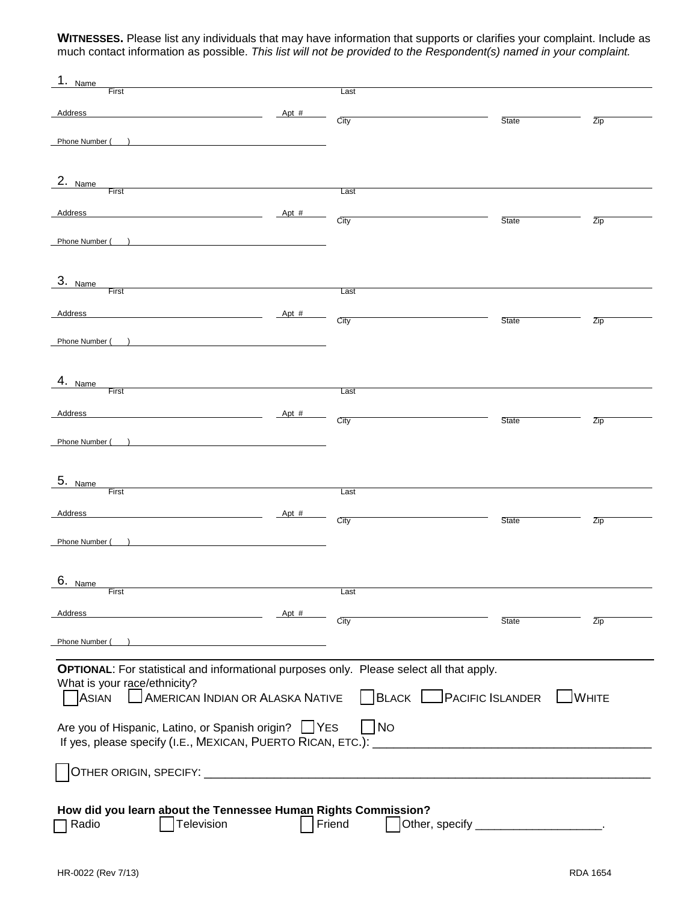**WITNESSES.** Please list any individuals that may have information that supports or clarifies your complaint. Include as much contact information as possible. *This list will not be provided to the Respondent(s) named in your complaint.*

1. Name ______________________________ ______________________________
   First Last

   Address ______________________________ Apt # ________ ______________________________ ____________ ____________
   City State Zip

   Phone Number ( ) ______________________________

2. Name ______________________________ ______________________________
   First Last

   Address ______________________________ Apt # ________ ______________________________ ____________ ____________
   City State Zip

   Phone Number ( ) ______________________________

3. Name ______________________________ ______________________________
   First Last

   Address ______________________________ Apt # ________ ______________________________ ____________ ____________
   City State Zip

   Phone Number ( ) ______________________________

4. Name ______________________________ ______________________________
   First Last

   Address ______________________________ Apt # ________ ______________________________ ____________ ____________
   City State Zip

   Phone Number ( ) ______________________________

5. Name ______________________________ ______________________________
   First Last

   Address ______________________________ Apt # ________ ______________________________ ____________ ____________
   City State Zip

   Phone Number ( ) ______________________________

6. Name ______________________________ ______________________________
   First Last

   Address ______________________________ Apt # ________ ______________________________ ____________ ____________
   City State Zip

   Phone Number ( ) ______________________________

---

**OPTIONAL**: For statistical and informational purposes only. Please select all that apply.

What is your race/ethnicity?

☐ ASIAN ☐ AMERICAN INDIAN OR ALASKA NATIVE ☐ BLACK ☐ PACIFIC ISLANDER ☐ WHITE

Are you of Hispanic, Latino, or Spanish origin? ☐ YES ☐ NO

If yes, please specify (I.E., MEXICAN, PUERTO RICAN, ETC.): ________________________________________

☐ OTHER ORIGIN, SPECIFY: ________________________________________________________________

**How did you learn about the Tennessee Human Rights Commission?**

☐ Radio ☐ Television ☐ Friend ☐ Other, specify ____________________.

HR-0022 (Rev 7/13) RDA 1654